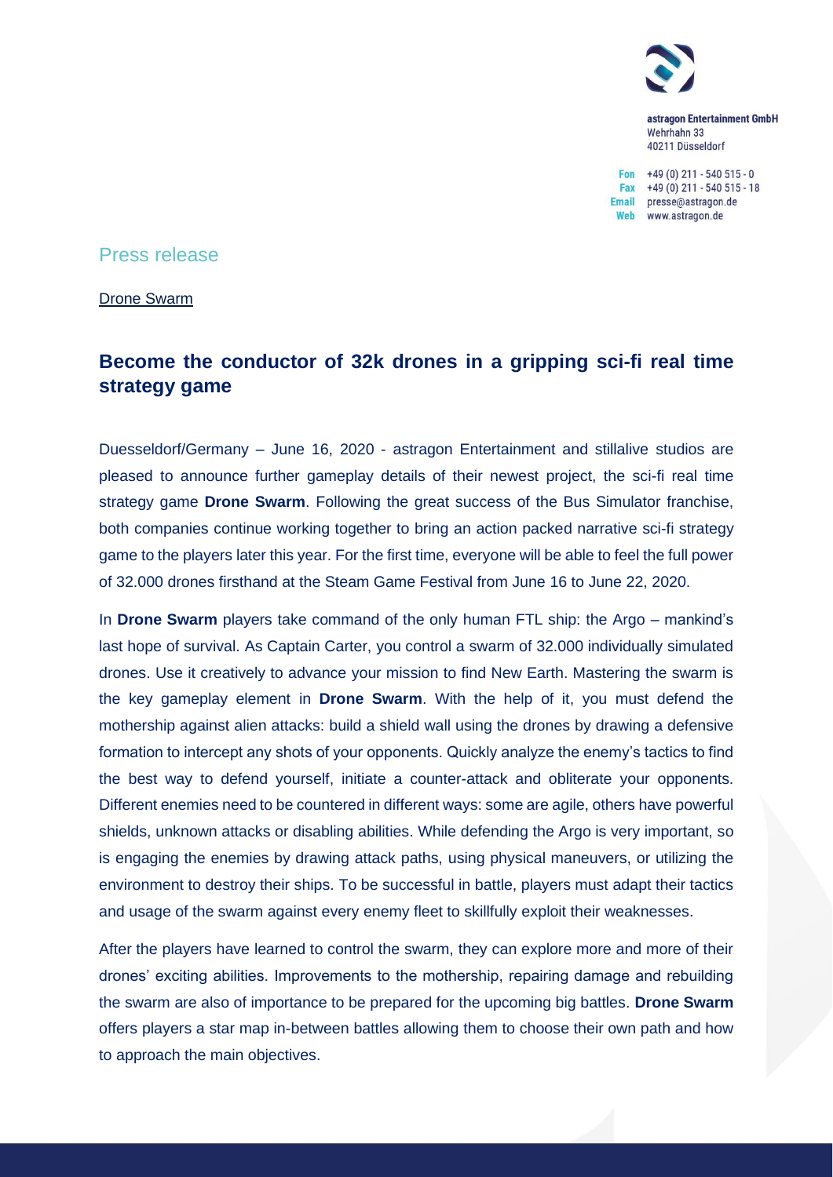astragon Entertainment GmbH
Wehrhahn 33
40211 Düsseldorf

Fon +49 (0) 211 - 540 515 - 0
Fax +49 (0) 211 - 540 515 - 18
Email presse@astragon.de
Web www.astragon.de

Press release

Drone Swarm

## Become the conductor of 32k drones in a gripping sci-fi real time strategy game

Duesseldorf/Germany – June 16, 2020 - astragon Entertainment and stillalive studios are pleased to announce further gameplay details of their newest project, the sci-fi real time strategy game **Drone Swarm**. Following the great success of the Bus Simulator franchise, both companies continue working together to bring an action packed narrative sci-fi strategy game to the players later this year. For the first time, everyone will be able to feel the full power of 32.000 drones firsthand at the Steam Game Festival from June 16 to June 22, 2020.

In **Drone Swarm** players take command of the only human FTL ship: the Argo – mankind's last hope of survival. As Captain Carter, you control a swarm of 32.000 individually simulated drones. Use it creatively to advance your mission to find New Earth. Mastering the swarm is the key gameplay element in **Drone Swarm**. With the help of it, you must defend the mothership against alien attacks: build a shield wall using the drones by drawing a defensive formation to intercept any shots of your opponents. Quickly analyze the enemy's tactics to find the best way to defend yourself, initiate a counter-attack and obliterate your opponents. Different enemies need to be countered in different ways: some are agile, others have powerful shields, unknown attacks or disabling abilities. While defending the Argo is very important, so is engaging the enemies by drawing attack paths, using physical maneuvers, or utilizing the environment to destroy their ships. To be successful in battle, players must adapt their tactics and usage of the swarm against every enemy fleet to skillfully exploit their weaknesses.

After the players have learned to control the swarm, they can explore more and more of their drones' exciting abilities. Improvements to the mothership, repairing damage and rebuilding the swarm are also of importance to be prepared for the upcoming big battles. **Drone Swarm** offers players a star map in-between battles allowing them to choose their own path and how to approach the main objectives.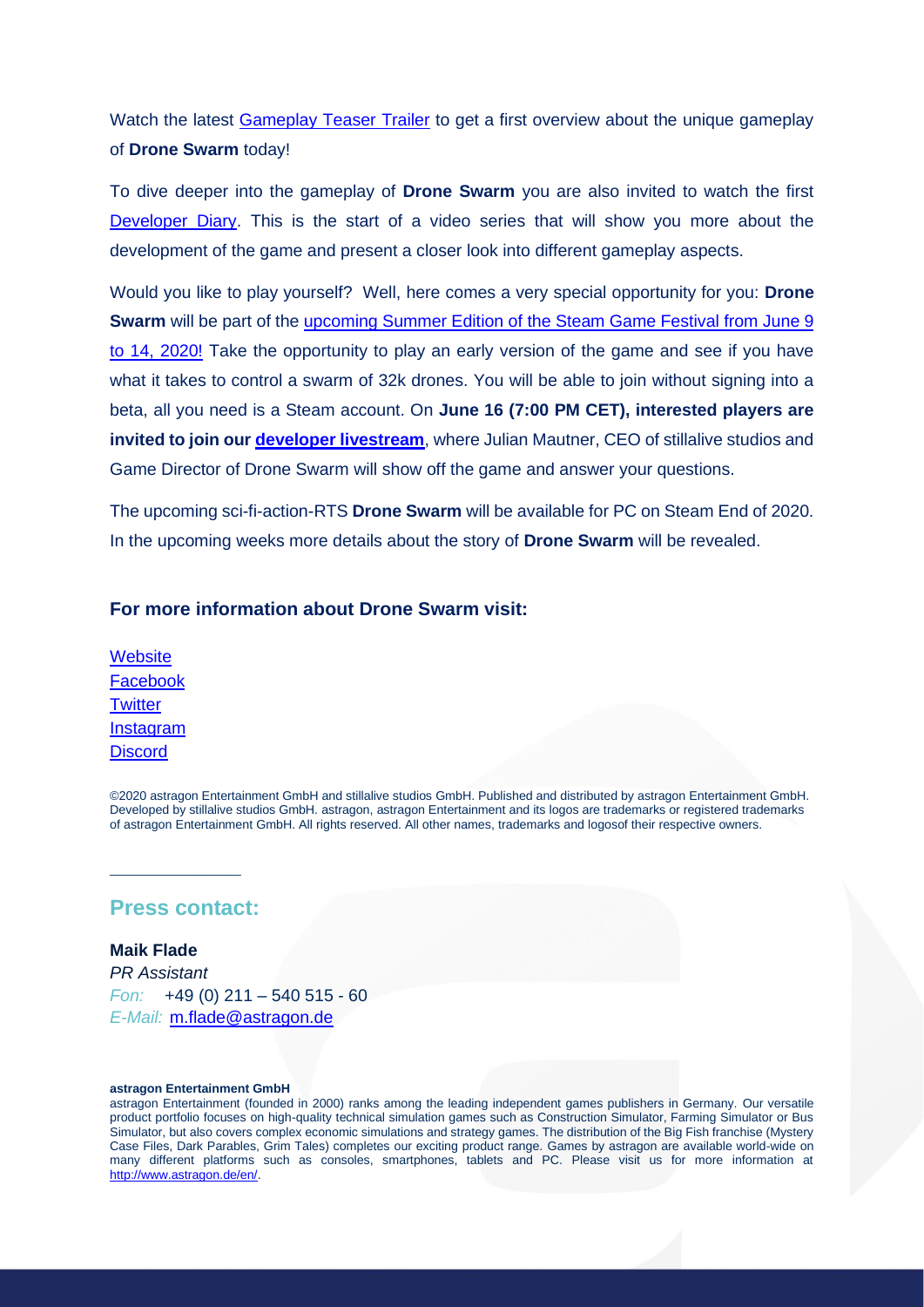Watch the latest Gameplay Teaser Trailer to get a first overview about the unique gameplay of **Drone Swarm** today!

To dive deeper into the gameplay of **Drone Swarm** you are also invited to watch the first Developer Diary. This is the start of a video series that will show you more about the development of the game and present a closer look into different gameplay aspects.

Would you like to play yourself? Well, here comes a very special opportunity for you: **Drone Swarm** will be part of the upcoming Summer Edition of the Steam Game Festival from June 9 to 14, 2020! Take the opportunity to play an early version of the game and see if you have what it takes to control a swarm of 32k drones. You will be able to join without signing into a beta, all you need is a Steam account. On **June 16 (7:00 PM CET), interested players are invited to join our developer livestream**, where Julian Mautner, CEO of stillalive studios and Game Director of Drone Swarm will show off the game and answer your questions.

The upcoming sci-fi-action-RTS **Drone Swarm** will be available for PC on Steam End of 2020. In the upcoming weeks more details about the story of **Drone Swarm** will be revealed.

### For more information about Drone Swarm visit:

Website
Facebook
Twitter
Instagram
Discord

©2020 astragon Entertainment GmbH and stillalive studios GmbH. Published and distributed by astragon Entertainment GmbH. Developed by stillalive studios GmbH. astragon, astragon Entertainment and its logos are trademarks or registered trademarks of astragon Entertainment GmbH. All rights reserved. All other names, trademarks and logosof their respective owners.

## Press contact:

**Maik Flade**
*PR Assistant*
*Fon:* +49 (0) 211 – 540 515 - 60
*E-Mail:* m.flade@astragon.de

**astragon Entertainment GmbH**
astragon Entertainment (founded in 2000) ranks among the leading independent games publishers in Germany. Our versatile product portfolio focuses on high-quality technical simulation games such as Construction Simulator, Farming Simulator or Bus Simulator, but also covers complex economic simulations and strategy games. The distribution of the Big Fish franchise (Mystery Case Files, Dark Parables, Grim Tales) completes our exciting product range. Games by astragon are available world-wide on many different platforms such as consoles, smartphones, tablets and PC. Please visit us for more information at http://www.astragon.de/en/.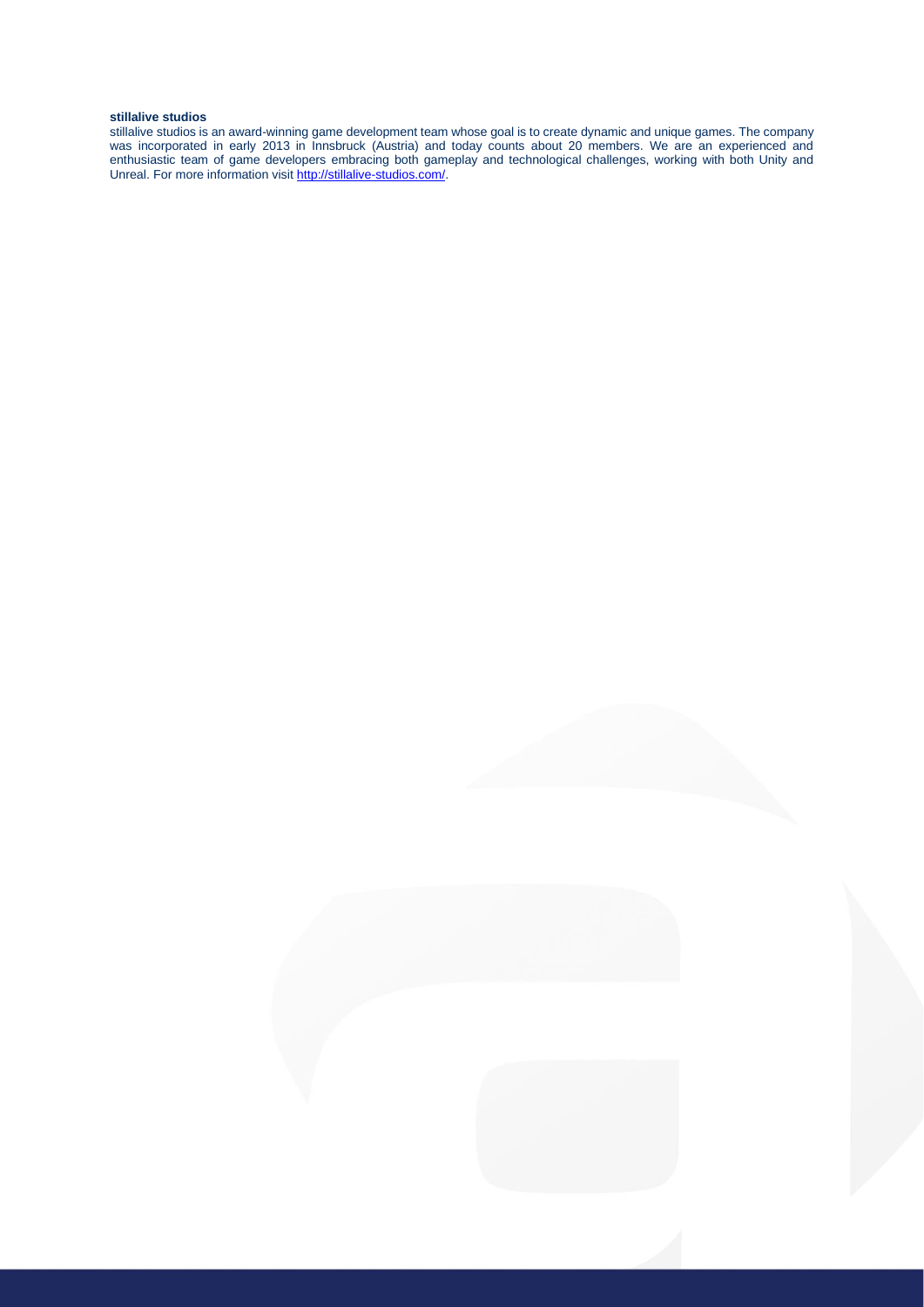**stillalive studios**

stillalive studios is an award-winning game development team whose goal is to create dynamic and unique games. The company was incorporated in early 2013 in Innsbruck (Austria) and today counts about 20 members. We are an experienced and enthusiastic team of game developers embracing both gameplay and technological challenges, working with both Unity and Unreal. For more information visit [http://stillalive-studios.com/](http://stillalive-studios.com/).